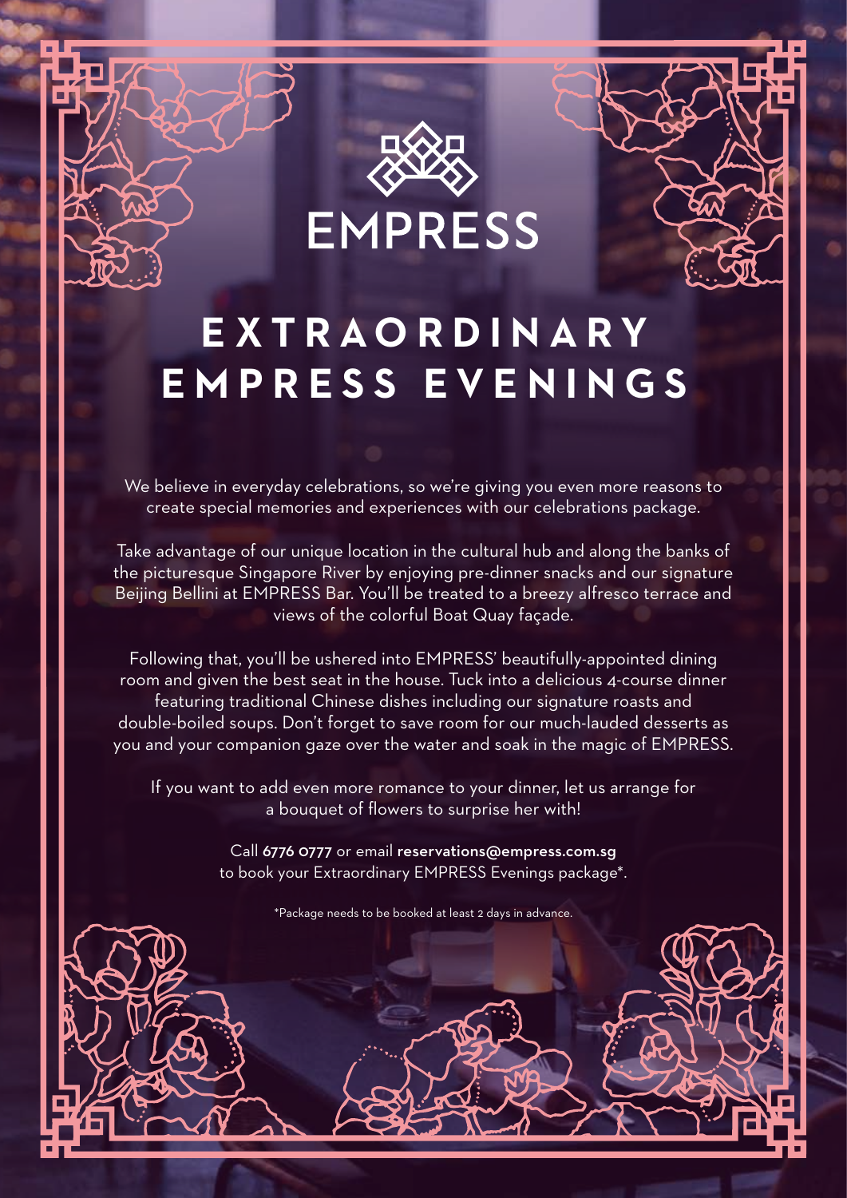# EMPRESS

## EXTRAORDINARY EMPRESS EVENINGS

We believe in everyday celebrations, so we're giving you even more reasons to create special memories and experiences with our celebrations package.

Take advantage of our unique location in the cultural hub and along the banks of the picturesque Singapore River by enjoying pre-dinner snacks and our signature Beijing Bellini at EMPRESS Bar. You'll be treated to a breezy alfresco terrace and views of the colorful Boat Quay façade.

Following that, you'll be ushered into EMPRESS' beautifully-appointed dining room and given the best seat in the house. Tuck into a delicious 4-course dinner featuring traditional Chinese dishes including our signature roasts and double-boiled soups. Don't forget to save room for our much-lauded desserts as you and your companion gaze over the water and soak in the magic of EMPRESS.

If you want to add even more romance to your dinner, let us arrange for a bouquet of flowers to surprise her with!

Call **6776 0777** or email **reservations@empress.com.sg** to book your Extraordinary EMPRESS Evenings package*.

*Package needs to be booked at least 2 days in advance.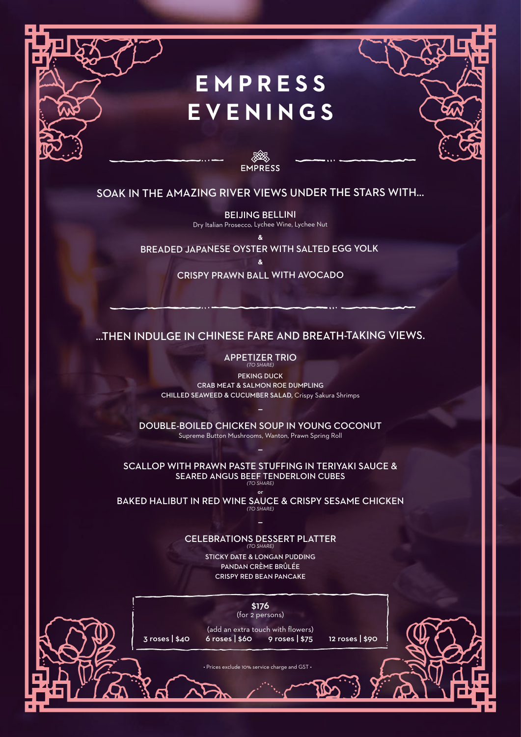# EMPRESS EVENINGS

EMPRESS

## SOAK IN THE AMAZING RIVER VIEWS UNDER THE STARS WITH...

**BEIJING BELLINI**
Dry Italian Prosecco, Lychee Wine, Lychee Nut

&

**BREADED JAPANESE OYSTER WITH SALTED EGG YOLK**

&

**CRISPY PRAWN BALL WITH AVOCADO**

## ...THEN INDULGE IN CHINESE FARE AND BREATH-TAKING VIEWS.

**APPETIZER TRIO**
*(TO SHARE)*

PEKING DUCK
CRAB MEAT & SALMON ROE DUMPLING
CHILLED SEAWEED & CUCUMBER SALAD, Crispy Sakura Shrimps

–

**DOUBLE-BOILED CHICKEN SOUP IN YOUNG COCONUT**
Supreme Button Mushrooms, Wanton, Prawn Spring Roll

–

**SCALLOP WITH PRAWN PASTE STUFFING IN TERIYAKI SAUCE & SEARED ANGUS BEEF TENDERLOIN CUBES**
*(TO SHARE)*

or

**BAKED HALIBUT IN RED WINE SAUCE & CRISPY SESAME CHICKEN**
*(TO SHARE)*

–

**CELEBRATIONS DESSERT PLATTER**
*(TO SHARE)*

STICKY DATE & LONGAN PUDDING
PANDAN CRÈME BRÛLÉE
CRISPY RED BEAN PANCAKE

**$176**
(for 2 persons)

(add an extra touch with flowers)
3 roses | $40    6 roses | $60    9 roses | $75    12 roses | $90

• Prices exclude 10% service charge and GST •